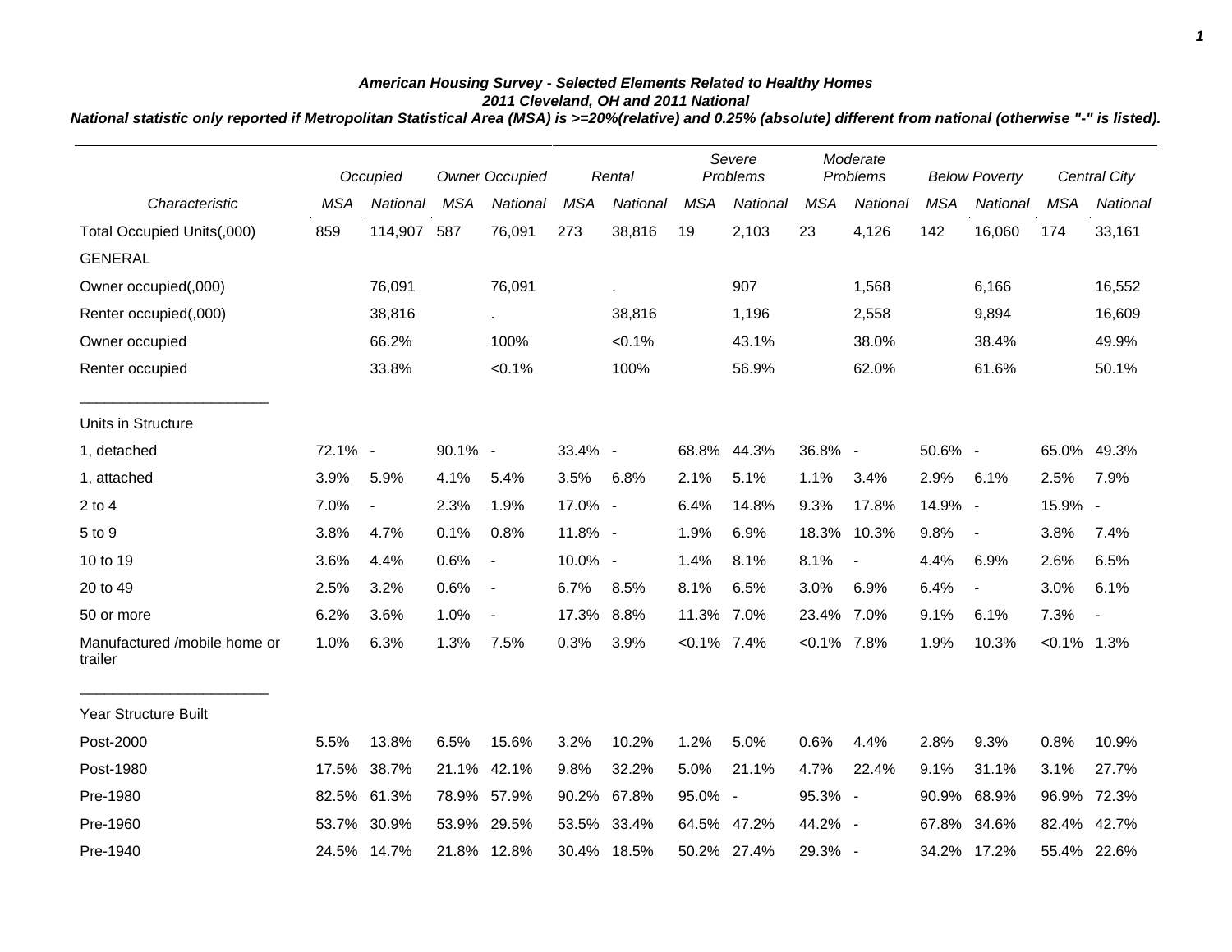***American Housing Survey - Selected Elements Related to Healthy Homes***

***2011 Cleveland, OH and 2011 National***

***National statistic only reported if Metropolitan Statistical Area (MSA) is >=20%(relative) and 0.25% (absolute) different from national (otherwise "-" is listed).***

| | *Occupied* | | *Owner Occupied* | | *Rental* | | *Severe Problems* | | *Moderate Problems* | | *Below Poverty* | | *Central City* | |
|---|---|---|---|---|---|---|---|---|---|---|---|---|---|---|
| *Characteristic* | *MSA* | *National* | *MSA* | *National* | *MSA* | *National* | *MSA* | *National* | *MSA* | *National* | *MSA* | *National* | *MSA* | *National* |
| Total Occupied Units(,000) | 859 | 114,907 | 587 | 76,091 | 273 | 38,816 | 19 | 2,103 | 23 | 4,126 | 142 | 16,060 | 174 | 33,161 |
| GENERAL | | | | | | | | | | | | | | |
| Owner occupied(,000) | | 76,091 | | 76,091 | | . | | 907 | | 1,568 | | 6,166 | | 16,552 |
| Renter occupied(,000) | | 38,816 | | . | | 38,816 | | 1,196 | | 2,558 | | 9,894 | | 16,609 |
| Owner occupied | | 66.2% | | 100% | | <0.1% | | 43.1% | | 38.0% | | 38.4% | | 49.9% |
| Renter occupied | | 33.8% | | <0.1% | | 100% | | 56.9% | | 62.0% | | 61.6% | | 50.1% |
| Units in Structure | | | | | | | | | | | | | | |
| 1, detached | 72.1% | - | 90.1% | - | 33.4% | - | 68.8% | 44.3% | 36.8% | - | 50.6% | - | 65.0% | 49.3% |
| 1, attached | 3.9% | 5.9% | 4.1% | 5.4% | 3.5% | 6.8% | 2.1% | 5.1% | 1.1% | 3.4% | 2.9% | 6.1% | 2.5% | 7.9% |
| 2 to 4 | 7.0% | - | 2.3% | 1.9% | 17.0% | - | 6.4% | 14.8% | 9.3% | 17.8% | 14.9% | - | 15.9% | - |
| 5 to 9 | 3.8% | 4.7% | 0.1% | 0.8% | 11.8% | - | 1.9% | 6.9% | 18.3% | 10.3% | 9.8% | - | 3.8% | 7.4% |
| 10 to 19 | 3.6% | 4.4% | 0.6% | - | 10.0% | - | 1.4% | 8.1% | 8.1% | - | 4.4% | 6.9% | 2.6% | 6.5% |
| 20 to 49 | 2.5% | 3.2% | 0.6% | - | 6.7% | 8.5% | 8.1% | 6.5% | 3.0% | 6.9% | 6.4% | - | 3.0% | 6.1% |
| 50 or more | 6.2% | 3.6% | 1.0% | - | 17.3% | 8.8% | 11.3% | 7.0% | 23.4% | 7.0% | 9.1% | 6.1% | 7.3% | - |
| Manufactured /mobile home or trailer | 1.0% | 6.3% | 1.3% | 7.5% | 0.3% | 3.9% | <0.1% | 7.4% | <0.1% | 7.8% | 1.9% | 10.3% | <0.1% | 1.3% |
| Year Structure Built | | | | | | | | | | | | | | |
| Post-2000 | 5.5% | 13.8% | 6.5% | 15.6% | 3.2% | 10.2% | 1.2% | 5.0% | 0.6% | 4.4% | 2.8% | 9.3% | 0.8% | 10.9% |
| Post-1980 | 17.5% | 38.7% | 21.1% | 42.1% | 9.8% | 32.2% | 5.0% | 21.1% | 4.7% | 22.4% | 9.1% | 31.1% | 3.1% | 27.7% |
| Pre-1980 | 82.5% | 61.3% | 78.9% | 57.9% | 90.2% | 67.8% | 95.0% | - | 95.3% | - | 90.9% | 68.9% | 96.9% | 72.3% |
| Pre-1960 | 53.7% | 30.9% | 53.9% | 29.5% | 53.5% | 33.4% | 64.5% | 47.2% | 44.2% | - | 67.8% | 34.6% | 82.4% | 42.7% |
| Pre-1940 | 24.5% | 14.7% | 21.8% | 12.8% | 30.4% | 18.5% | 50.2% | 27.4% | 29.3% | - | 34.2% | 17.2% | 55.4% | 22.6% |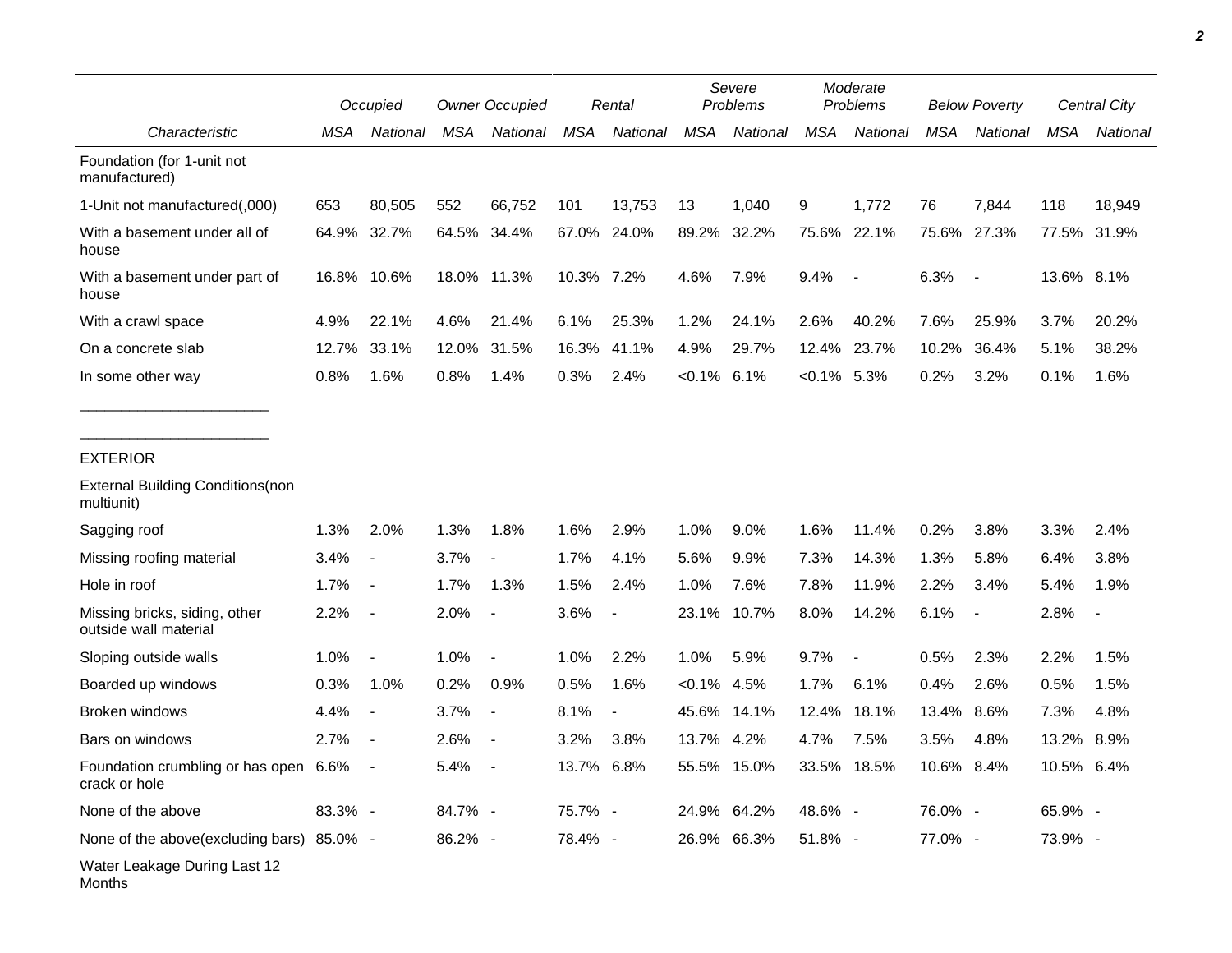| | Occupied | | Owner Occupied | | Rental | | Severe Problems | | Moderate Problems | | Below Poverty | | Central City | |
|---|---|---|---|---|---|---|---|---|---|---|---|---|---|---|
| Characteristic | MSA | National | MSA | National | MSA | National | MSA | National | MSA | National | MSA | National | MSA | National |
| Foundation (for 1-unit not manufactured) | | | | | | | | | | | | | | |
| 1-Unit not manufactured(,000) | 653 | 80,505 | 552 | 66,752 | 101 | 13,753 | 13 | 1,040 | 9 | 1,772 | 76 | 7,844 | 118 | 18,949 |
| With a basement under all of house | 64.9% | 32.7% | 64.5% | 34.4% | 67.0% | 24.0% | 89.2% | 32.2% | 75.6% | 22.1% | 75.6% | 27.3% | 77.5% | 31.9% |
| With a basement under part of house | 16.8% | 10.6% | 18.0% | 11.3% | 10.3% | 7.2% | 4.6% | 7.9% | 9.4% | - | 6.3% | - | 13.6% | 8.1% |
| With a crawl space | 4.9% | 22.1% | 4.6% | 21.4% | 6.1% | 25.3% | 1.2% | 24.1% | 2.6% | 40.2% | 7.6% | 25.9% | 3.7% | 20.2% |
| On a concrete slab | 12.7% | 33.1% | 12.0% | 31.5% | 16.3% | 41.1% | 4.9% | 29.7% | 12.4% | 23.7% | 10.2% | 36.4% | 5.1% | 38.2% |
| In some other way | 0.8% | 1.6% | 0.8% | 1.4% | 0.3% | 2.4% | <0.1% | 6.1% | <0.1% | 5.3% | 0.2% | 3.2% | 0.1% | 1.6% |
| EXTERIOR | | | | | | | | | | | | | | |
| External Building Conditions(non multiunit) | | | | | | | | | | | | | | |
| Sagging roof | 1.3% | 2.0% | 1.3% | 1.8% | 1.6% | 2.9% | 1.0% | 9.0% | 1.6% | 11.4% | 0.2% | 3.8% | 3.3% | 2.4% |
| Missing roofing material | 3.4% | - | 3.7% | - | 1.7% | 4.1% | 5.6% | 9.9% | 7.3% | 14.3% | 1.3% | 5.8% | 6.4% | 3.8% |
| Hole in roof | 1.7% | - | 1.7% | 1.3% | 1.5% | 2.4% | 1.0% | 7.6% | 7.8% | 11.9% | 2.2% | 3.4% | 5.4% | 1.9% |
| Missing bricks, siding, other outside wall material | 2.2% | - | 2.0% | - | 3.6% | - | 23.1% | 10.7% | 8.0% | 14.2% | 6.1% | - | 2.8% | - |
| Sloping outside walls | 1.0% | - | 1.0% | - | 1.0% | 2.2% | 1.0% | 5.9% | 9.7% | - | 0.5% | 2.3% | 2.2% | 1.5% |
| Boarded up windows | 0.3% | 1.0% | 0.2% | 0.9% | 0.5% | 1.6% | <0.1% | 4.5% | 1.7% | 6.1% | 0.4% | 2.6% | 0.5% | 1.5% |
| Broken windows | 4.4% | - | 3.7% | - | 8.1% | - | 45.6% | 14.1% | 12.4% | 18.1% | 13.4% | 8.6% | 7.3% | 4.8% |
| Bars on windows | 2.7% | - | 2.6% | - | 3.2% | 3.8% | 13.7% | 4.2% | 4.7% | 7.5% | 3.5% | 4.8% | 13.2% | 8.9% |
| Foundation crumbling or has open crack or hole | 6.6% | - | 5.4% | - | 13.7% | 6.8% | 55.5% | 15.0% | 33.5% | 18.5% | 10.6% | 8.4% | 10.5% | 6.4% |
| None of the above | 83.3% | - | 84.7% | - | 75.7% | - | 24.9% | 64.2% | 48.6% | - | 76.0% | - | 65.9% | - |
| None of the above(excluding bars) | 85.0% | - | 86.2% | - | 78.4% | - | 26.9% | 66.3% | 51.8% | - | 77.0% | - | 73.9% | - |
| Water Leakage During Last 12 Months | | | | | | | | | | | | | | |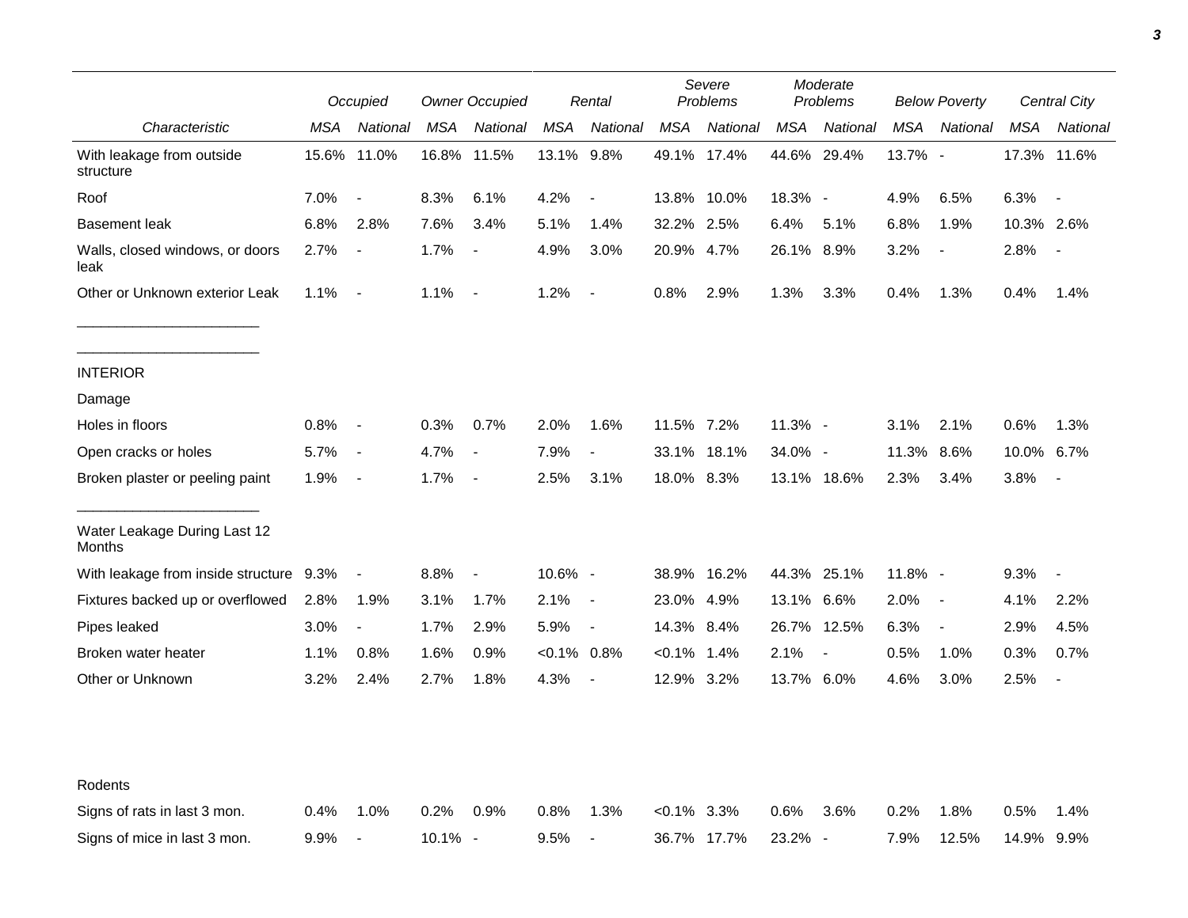| Characteristic | Occupied | | Owner Occupied | | Rental | | Severe Problems | | Moderate Problems | | Below Poverty | | Central City | |
|---|---|---|---|---|---|---|---|---|---|---|---|---|---|---|
| | MSA | National | MSA | National | MSA | National | MSA | National | MSA | National | MSA | National | MSA | National |
| With leakage from outside structure | 15.6% | 11.0% | 16.8% | 11.5% | 13.1% | 9.8% | 49.1% | 17.4% | 44.6% | 29.4% | 13.7% | - | 17.3% | 11.6% |
| Roof | 7.0% | - | 8.3% | 6.1% | 4.2% | - | 13.8% | 10.0% | 18.3% | - | 4.9% | 6.5% | 6.3% | - |
| Basement leak | 6.8% | 2.8% | 7.6% | 3.4% | 5.1% | 1.4% | 32.2% | 2.5% | 6.4% | 5.1% | 6.8% | 1.9% | 10.3% | 2.6% |
| Walls, closed windows, or doors leak | 2.7% | - | 1.7% | - | 4.9% | 3.0% | 20.9% | 4.7% | 26.1% | 8.9% | 3.2% | - | 2.8% | - |
| Other or Unknown exterior Leak | 1.1% | - | 1.1% | - | 1.2% | - | 0.8% | 2.9% | 1.3% | 3.3% | 0.4% | 1.3% | 0.4% | 1.4% |
| INTERIOR | | | | | | | | | | | | | | |
| Damage | | | | | | | | | | | | | | |
| Holes in floors | 0.8% | - | 0.3% | 0.7% | 2.0% | 1.6% | 11.5% | 7.2% | 11.3% | - | 3.1% | 2.1% | 0.6% | 1.3% |
| Open cracks or holes | 5.7% | - | 4.7% | - | 7.9% | - | 33.1% | 18.1% | 34.0% | - | 11.3% | 8.6% | 10.0% | 6.7% |
| Broken plaster or peeling paint | 1.9% | - | 1.7% | - | 2.5% | 3.1% | 18.0% | 8.3% | 13.1% | 18.6% | 2.3% | 3.4% | 3.8% | - |
| Water Leakage During Last 12 Months | | | | | | | | | | | | | | |
| With leakage from inside structure | 9.3% | - | 8.8% | - | 10.6% | - | 38.9% | 16.2% | 44.3% | 25.1% | 11.8% | - | 9.3% | - |
| Fixtures backed up or overflowed | 2.8% | 1.9% | 3.1% | 1.7% | 2.1% | - | 23.0% | 4.9% | 13.1% | 6.6% | 2.0% | - | 4.1% | 2.2% |
| Pipes leaked | 3.0% | - | 1.7% | 2.9% | 5.9% | - | 14.3% | 8.4% | 26.7% | 12.5% | 6.3% | - | 2.9% | 4.5% |
| Broken water heater | 1.1% | 0.8% | 1.6% | 0.9% | <0.1% | 0.8% | <0.1% | 1.4% | 2.1% | - | 0.5% | 1.0% | 0.3% | 0.7% |
| Other or Unknown | 3.2% | 2.4% | 2.7% | 1.8% | 4.3% | - | 12.9% | 3.2% | 13.7% | 6.0% | 4.6% | 3.0% | 2.5% | - |
| Rodents | | | | | | | | | | | | | | |
| Signs of rats in last 3 mon. | 0.4% | 1.0% | 0.2% | 0.9% | 0.8% | 1.3% | <0.1% | 3.3% | 0.6% | 3.6% | 0.2% | 1.8% | 0.5% | 1.4% |
| Signs of mice in last 3 mon. | 9.9% | - | 10.1% | - | 9.5% | - | 36.7% | 17.7% | 23.2% | - | 7.9% | 12.5% | 14.9% | 9.9% |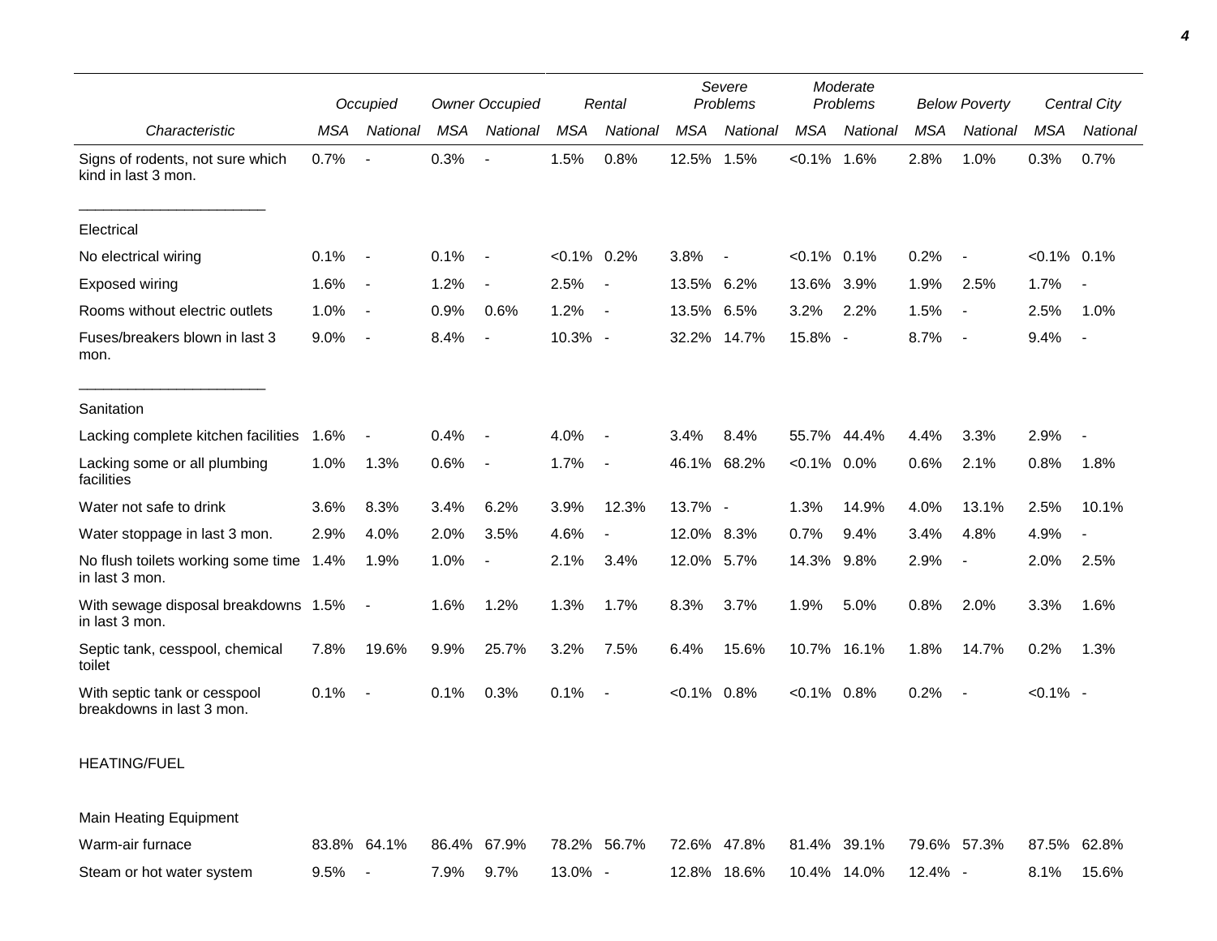| | Occupied | | Owner Occupied | | Rental | | Severe Problems | | Moderate Problems | | Below Poverty | | Central City | |
|---|---|---|---|---|---|---|---|---|---|---|---|---|---|---|
| *Characteristic* | *MSA* | *National* | *MSA* | *National* | *MSA* | *National* | *MSA* | *National* | *MSA* | *National* | *MSA* | *National* | *MSA* | *National* |
| Signs of rodents, not sure which kind in last 3 mon. | 0.7% | - | 0.3% | - | 1.5% | 0.8% | 12.5% | 1.5% | <0.1% | 1.6% | 2.8% | 1.0% | 0.3% | 0.7% |
| Electrical | | | | | | | | | | | | | | |
| No electrical wiring | 0.1% | - | 0.1% | - | <0.1% | 0.2% | 3.8% | - | <0.1% | 0.1% | 0.2% | - | <0.1% | 0.1% |
| Exposed wiring | 1.6% | - | 1.2% | - | 2.5% | - | 13.5% | 6.2% | 13.6% | 3.9% | 1.9% | 2.5% | 1.7% | - |
| Rooms without electric outlets | 1.0% | - | 0.9% | 0.6% | 1.2% | - | 13.5% | 6.5% | 3.2% | 2.2% | 1.5% | - | 2.5% | 1.0% |
| Fuses/breakers blown in last 3 mon. | 9.0% | - | 8.4% | - | 10.3% | - | 32.2% | 14.7% | 15.8% | - | 8.7% | - | 9.4% | - |
| Sanitation | | | | | | | | | | | | | | |
| Lacking complete kitchen facilities | 1.6% | - | 0.4% | - | 4.0% | - | 3.4% | 8.4% | 55.7% | 44.4% | 4.4% | 3.3% | 2.9% | - |
| Lacking some or all plumbing facilities | 1.0% | 1.3% | 0.6% | - | 1.7% | - | 46.1% | 68.2% | <0.1% | 0.0% | 0.6% | 2.1% | 0.8% | 1.8% |
| Water not safe to drink | 3.6% | 8.3% | 3.4% | 6.2% | 3.9% | 12.3% | 13.7% | - | 1.3% | 14.9% | 4.0% | 13.1% | 2.5% | 10.1% |
| Water stoppage in last 3 mon. | 2.9% | 4.0% | 2.0% | 3.5% | 4.6% | - | 12.0% | 8.3% | 0.7% | 9.4% | 3.4% | 4.8% | 4.9% | - |
| No flush toilets working some time in last 3 mon. | 1.4% | 1.9% | 1.0% | - | 2.1% | 3.4% | 12.0% | 5.7% | 14.3% | 9.8% | 2.9% | - | 2.0% | 2.5% |
| With sewage disposal breakdowns in last 3 mon. | 1.5% | - | 1.6% | 1.2% | 1.3% | 1.7% | 8.3% | 3.7% | 1.9% | 5.0% | 0.8% | 2.0% | 3.3% | 1.6% |
| Septic tank, cesspool, chemical toilet | 7.8% | 19.6% | 9.9% | 25.7% | 3.2% | 7.5% | 6.4% | 15.6% | 10.7% | 16.1% | 1.8% | 14.7% | 0.2% | 1.3% |
| With septic tank or cesspool breakdowns in last 3 mon. | 0.1% | - | 0.1% | 0.3% | 0.1% | - | <0.1% | 0.8% | <0.1% | 0.8% | 0.2% | - | <0.1% | - |
| HEATING/FUEL | | | | | | | | | | | | | | |
| Main Heating Equipment | | | | | | | | | | | | | | |
| Warm-air furnace | 83.8% | 64.1% | 86.4% | 67.9% | 78.2% | 56.7% | 72.6% | 47.8% | 81.4% | 39.1% | 79.6% | 57.3% | 87.5% | 62.8% |
| Steam or hot water system | 9.5% | - | 7.9% | 9.7% | 13.0% | - | 12.8% | 18.6% | 10.4% | 14.0% | 12.4% | - | 8.1% | 15.6% |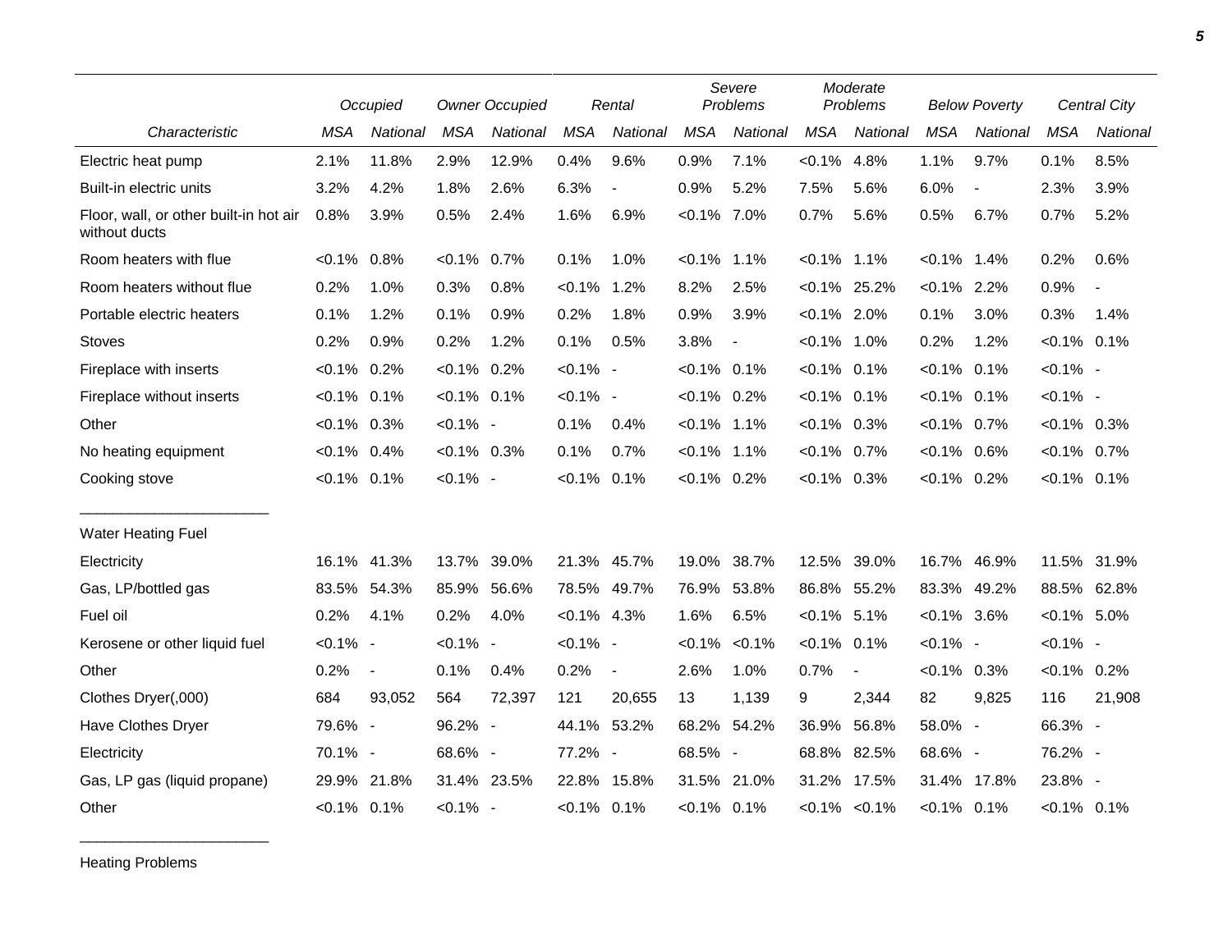| Characteristic | Occupied | | Owner Occupied | | Rental | | Severe Problems | | Moderate Problems | | Below Poverty | | Central City | |
|---|---|---|---|---|---|---|---|---|---|---|---|---|---|---|
| | MSA | National | MSA | National | MSA | National | MSA | National | MSA | National | MSA | National | MSA | National |
| Electric heat pump | 2.1% | 11.8% | 2.9% | 12.9% | 0.4% | 9.6% | 0.9% | 7.1% | <0.1% | 4.8% | 1.1% | 9.7% | 0.1% | 8.5% |
| Built-in electric units | 3.2% | 4.2% | 1.8% | 2.6% | 6.3% | - | 0.9% | 5.2% | 7.5% | 5.6% | 6.0% | - | 2.3% | 3.9% |
| Floor, wall, or other built-in hot air without ducts | 0.8% | 3.9% | 0.5% | 2.4% | 1.6% | 6.9% | <0.1% | 7.0% | 0.7% | 5.6% | 0.5% | 6.7% | 0.7% | 5.2% |
| Room heaters with flue | <0.1% | 0.8% | <0.1% | 0.7% | 0.1% | 1.0% | <0.1% | 1.1% | <0.1% | 1.1% | <0.1% | 1.4% | 0.2% | 0.6% |
| Room heaters without flue | 0.2% | 1.0% | 0.3% | 0.8% | <0.1% | 1.2% | 8.2% | 2.5% | <0.1% | 25.2% | <0.1% | 2.2% | 0.9% | - |
| Portable electric heaters | 0.1% | 1.2% | 0.1% | 0.9% | 0.2% | 1.8% | 0.9% | 3.9% | <0.1% | 2.0% | 0.1% | 3.0% | 0.3% | 1.4% |
| Stoves | 0.2% | 0.9% | 0.2% | 1.2% | 0.1% | 0.5% | 3.8% | - | <0.1% | 1.0% | 0.2% | 1.2% | <0.1% | 0.1% |
| Fireplace with inserts | <0.1% | 0.2% | <0.1% | 0.2% | <0.1% | - | <0.1% | 0.1% | <0.1% | 0.1% | <0.1% | 0.1% | <0.1% | - |
| Fireplace without inserts | <0.1% | 0.1% | <0.1% | 0.1% | <0.1% | - | <0.1% | 0.2% | <0.1% | 0.1% | <0.1% | 0.1% | <0.1% | - |
| Other | <0.1% | 0.3% | <0.1% | - | 0.1% | 0.4% | <0.1% | 1.1% | <0.1% | 0.3% | <0.1% | 0.7% | <0.1% | 0.3% |
| No heating equipment | <0.1% | 0.4% | <0.1% | 0.3% | 0.1% | 0.7% | <0.1% | 1.1% | <0.1% | 0.7% | <0.1% | 0.6% | <0.1% | 0.7% |
| Cooking stove | <0.1% | 0.1% | <0.1% | - | <0.1% | 0.1% | <0.1% | 0.2% | <0.1% | 0.3% | <0.1% | 0.2% | <0.1% | 0.1% |
| Water Heating Fuel | | | | | | | | | | | | | | |
| Electricity | 16.1% | 41.3% | 13.7% | 39.0% | 21.3% | 45.7% | 19.0% | 38.7% | 12.5% | 39.0% | 16.7% | 46.9% | 11.5% | 31.9% |
| Gas, LP/bottled gas | 83.5% | 54.3% | 85.9% | 56.6% | 78.5% | 49.7% | 76.9% | 53.8% | 86.8% | 55.2% | 83.3% | 49.2% | 88.5% | 62.8% |
| Fuel oil | 0.2% | 4.1% | 0.2% | 4.0% | <0.1% | 4.3% | 1.6% | 6.5% | <0.1% | 5.1% | <0.1% | 3.6% | <0.1% | 5.0% |
| Kerosene or other liquid fuel | <0.1% | - | <0.1% | - | <0.1% | - | <0.1% | <0.1% | <0.1% | 0.1% | <0.1% | - | <0.1% | - |
| Other | 0.2% | - | 0.1% | 0.4% | 0.2% | - | 2.6% | 1.0% | 0.7% | - | <0.1% | 0.3% | <0.1% | 0.2% |
| Clothes Dryer(,000) | 684 | 93,052 | 564 | 72,397 | 121 | 20,655 | 13 | 1,139 | 9 | 2,344 | 82 | 9,825 | 116 | 21,908 |
| Have Clothes Dryer | 79.6% | - | 96.2% | - | 44.1% | 53.2% | 68.2% | 54.2% | 36.9% | 56.8% | 58.0% | - | 66.3% | - |
| Electricity | 70.1% | - | 68.6% | - | 77.2% | - | 68.5% | - | 68.8% | 82.5% | 68.6% | - | 76.2% | - |
| Gas, LP gas (liquid propane) | 29.9% | 21.8% | 31.4% | 23.5% | 22.8% | 15.8% | 31.5% | 21.0% | 31.2% | 17.5% | 31.4% | 17.8% | 23.8% | - |
| Other | <0.1% | 0.1% | <0.1% | - | <0.1% | 0.1% | <0.1% | 0.1% | <0.1% | <0.1% | <0.1% | 0.1% | <0.1% | 0.1% |

Heating Problems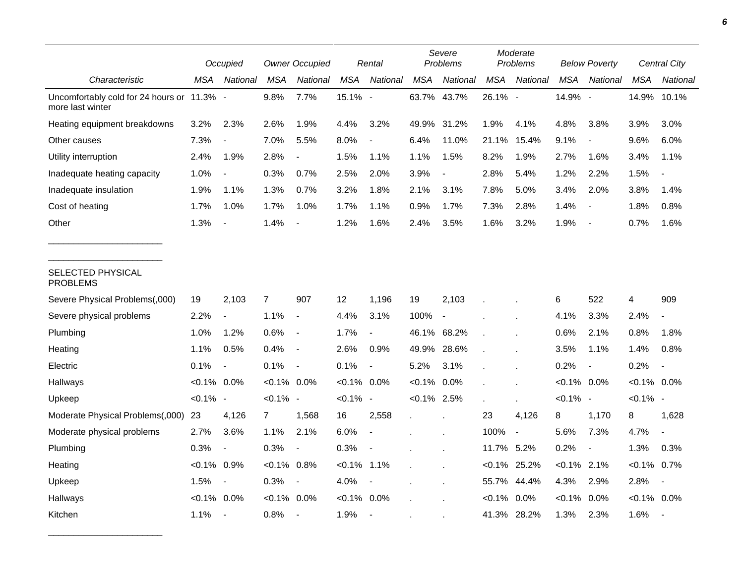| Characteristic | Occupied | | Owner Occupied | | Rental | | Severe Problems | | Moderate Problems | | Below Poverty | | Central City | |
|---|---|---|---|---|---|---|---|---|---|---|---|---|---|---|
| | MSA | National | MSA | National | MSA | National | MSA | National | MSA | National | MSA | National | MSA | National |
| Uncomfortably cold for 24 hours or more last winter | 11.3% | - | 9.8% | 7.7% | 15.1% | - | 63.7% | 43.7% | 26.1% | - | 14.9% | - | 14.9% | 10.1% |
| Heating equipment breakdowns | 3.2% | 2.3% | 2.6% | 1.9% | 4.4% | 3.2% | 49.9% | 31.2% | 1.9% | 4.1% | 4.8% | 3.8% | 3.9% | 3.0% |
| Other causes | 7.3% | - | 7.0% | 5.5% | 8.0% | - | 6.4% | 11.0% | 21.1% | 15.4% | 9.1% | - | 9.6% | 6.0% |
| Utility interruption | 2.4% | 1.9% | 2.8% | - | 1.5% | 1.1% | 1.1% | 1.5% | 8.2% | 1.9% | 2.7% | 1.6% | 3.4% | 1.1% |
| Inadequate heating capacity | 1.0% | - | 0.3% | 0.7% | 2.5% | 2.0% | 3.9% | - | 2.8% | 5.4% | 1.2% | 2.2% | 1.5% | - |
| Inadequate insulation | 1.9% | 1.1% | 1.3% | 0.7% | 3.2% | 1.8% | 2.1% | 3.1% | 7.8% | 5.0% | 3.4% | 2.0% | 3.8% | 1.4% |
| Cost of heating | 1.7% | 1.0% | 1.7% | 1.0% | 1.7% | 1.1% | 0.9% | 1.7% | 7.3% | 2.8% | 1.4% | - | 1.8% | 0.8% |
| Other | 1.3% | - | 1.4% | - | 1.2% | 1.6% | 2.4% | 3.5% | 1.6% | 3.2% | 1.9% | - | 0.7% | 1.6% |
| SELECTED PHYSICAL PROBLEMS | | | | | | | | | | | | | | |
| Severe Physical Problems(,000) | 19 | 2,103 | 7 | 907 | 12 | 1,196 | 19 | 2,103 | . | . | 6 | 522 | 4 | 909 |
| Severe physical problems | 2.2% | - | 1.1% | - | 4.4% | 3.1% | 100% | - | . | . | 4.1% | 3.3% | 2.4% | - |
| Plumbing | 1.0% | 1.2% | 0.6% | - | 1.7% | - | 46.1% | 68.2% | . | . | 0.6% | 2.1% | 0.8% | 1.8% |
| Heating | 1.1% | 0.5% | 0.4% | - | 2.6% | 0.9% | 49.9% | 28.6% | . | . | 3.5% | 1.1% | 1.4% | 0.8% |
| Electric | 0.1% | - | 0.1% | - | 0.1% | - | 5.2% | 3.1% | . | . | 0.2% | - | 0.2% | - |
| Hallways | <0.1% | 0.0% | <0.1% | 0.0% | <0.1% | 0.0% | <0.1% | 0.0% | . | . | <0.1% | 0.0% | <0.1% | 0.0% |
| Upkeep | <0.1% | - | <0.1% | - | <0.1% | - | <0.1% | 2.5% | . | . | <0.1% | - | <0.1% | - |
| Moderate Physical Problems(,000) | 23 | 4,126 | 7 | 1,568 | 16 | 2,558 | . | . | 23 | 4,126 | 8 | 1,170 | 8 | 1,628 |
| Moderate physical problems | 2.7% | 3.6% | 1.1% | 2.1% | 6.0% | - | . | . | 100% | - | 5.6% | 7.3% | 4.7% | - |
| Plumbing | 0.3% | - | 0.3% | - | 0.3% | - | . | . | 11.7% | 5.2% | 0.2% | - | 1.3% | 0.3% |
| Heating | <0.1% | 0.9% | <0.1% | 0.8% | <0.1% | 1.1% | . | . | <0.1% | 25.2% | <0.1% | 2.1% | <0.1% | 0.7% |
| Upkeep | 1.5% | - | 0.3% | - | 4.0% | - | . | . | 55.7% | 44.4% | 4.3% | 2.9% | 2.8% | - |
| Hallways | <0.1% | 0.0% | <0.1% | 0.0% | <0.1% | 0.0% | . | . | <0.1% | 0.0% | <0.1% | 0.0% | <0.1% | 0.0% |
| Kitchen | 1.1% | - | 0.8% | - | 1.9% | - | . | . | 41.3% | 28.2% | 1.3% | 2.3% | 1.6% | - |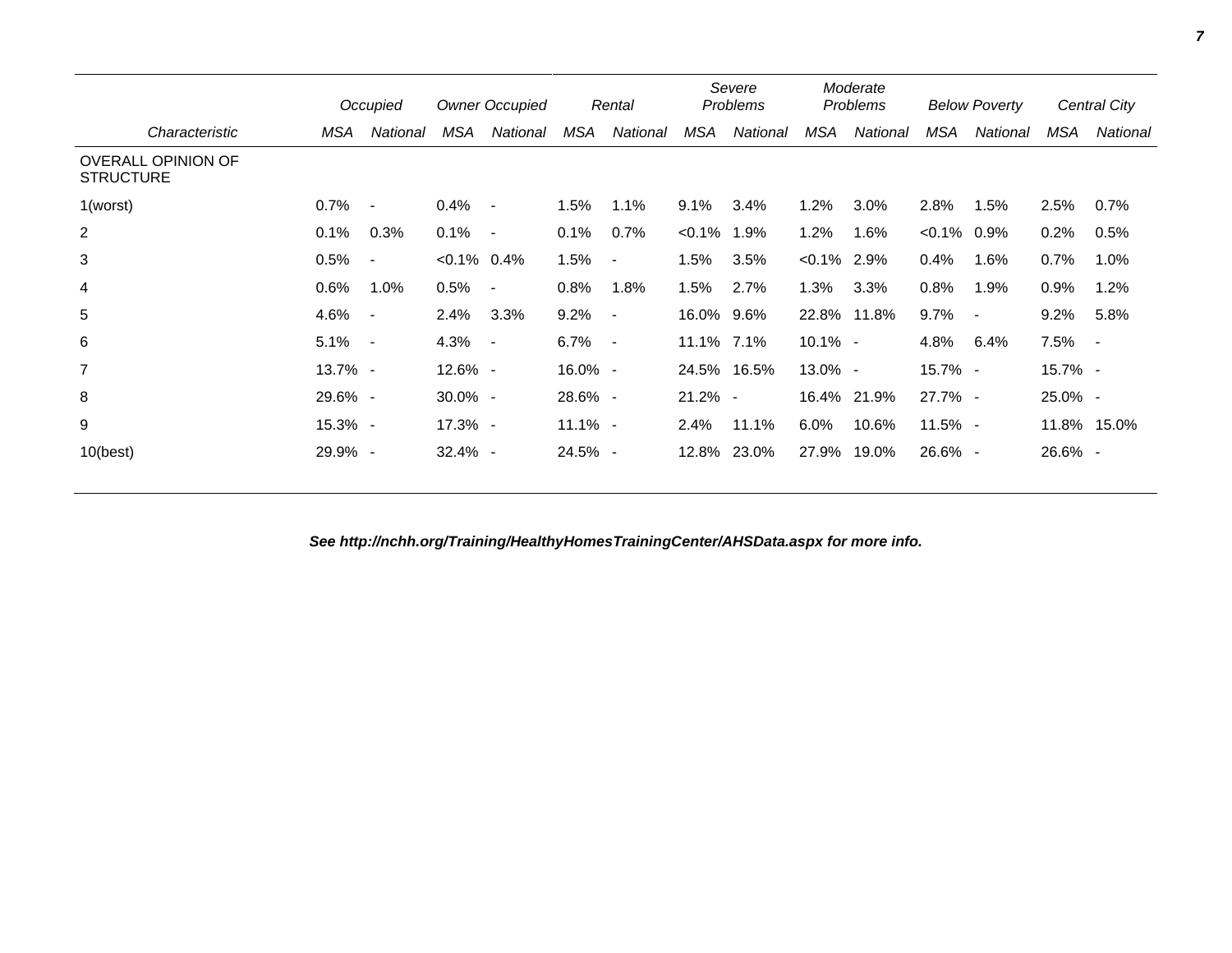| | Occupied | | Owner Occupied | | Rental | | Severe Problems | | Moderate Problems | | Below Poverty | | Central City | |
|---|---|---|---|---|---|---|---|---|---|---|---|---|---|---|
| *Characteristic* | *MSA* | *National* | *MSA* | *National* | *MSA* | *National* | *MSA* | *National* | *MSA* | *National* | *MSA* | *National* | *MSA* | *National* |
| OVERALL OPINION OF STRUCTURE | | | | | | | | | | | | | | |
| 1(worst) | 0.7% | - | 0.4% | - | 1.5% | 1.1% | 9.1% | 3.4% | 1.2% | 3.0% | 2.8% | 1.5% | 2.5% | 0.7% |
| 2 | 0.1% | 0.3% | 0.1% | - | 0.1% | 0.7% | <0.1% | 1.9% | 1.2% | 1.6% | <0.1% | 0.9% | 0.2% | 0.5% |
| 3 | 0.5% | - | <0.1% | 0.4% | 1.5% | - | 1.5% | 3.5% | <0.1% | 2.9% | 0.4% | 1.6% | 0.7% | 1.0% |
| 4 | 0.6% | 1.0% | 0.5% | - | 0.8% | 1.8% | 1.5% | 2.7% | 1.3% | 3.3% | 0.8% | 1.9% | 0.9% | 1.2% |
| 5 | 4.6% | - | 2.4% | 3.3% | 9.2% | - | 16.0% | 9.6% | 22.8% | 11.8% | 9.7% | - | 9.2% | 5.8% |
| 6 | 5.1% | - | 4.3% | - | 6.7% | - | 11.1% | 7.1% | 10.1% | - | 4.8% | 6.4% | 7.5% | - |
| 7 | 13.7% | - | 12.6% | - | 16.0% | - | 24.5% | 16.5% | 13.0% | - | 15.7% | - | 15.7% | - |
| 8 | 29.6% | - | 30.0% | - | 28.6% | - | 21.2% | - | 16.4% | 21.9% | 27.7% | - | 25.0% | - |
| 9 | 15.3% | - | 17.3% | - | 11.1% | - | 2.4% | 11.1% | 6.0% | 10.6% | 11.5% | - | 11.8% | 15.0% |
| 10(best) | 29.9% | - | 32.4% | - | 24.5% | - | 12.8% | 23.0% | 27.9% | 19.0% | 26.6% | - | 26.6% | - |

***See http://nchh.org/Training/HealthyHomesTrainingCenter/AHSData.aspx for more info.***